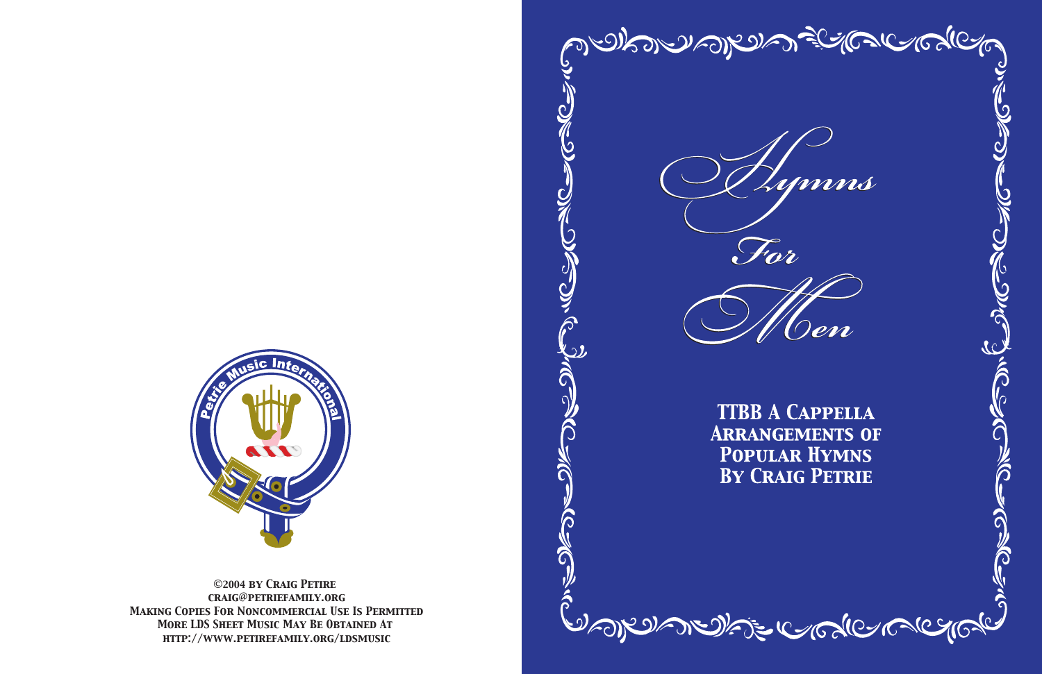# Hymns For Men

**TTBB A Cappella Arrangements of Popular Hymns By Craig Petrie**

Petrie Music International

©2004 by Craig Petire
craig@petriefamily.org
Making Copies For Noncommercial Use Is Permitted
More LDS Sheet Music May Be Obtained At
http://www.petirefamily.org/ldsmusic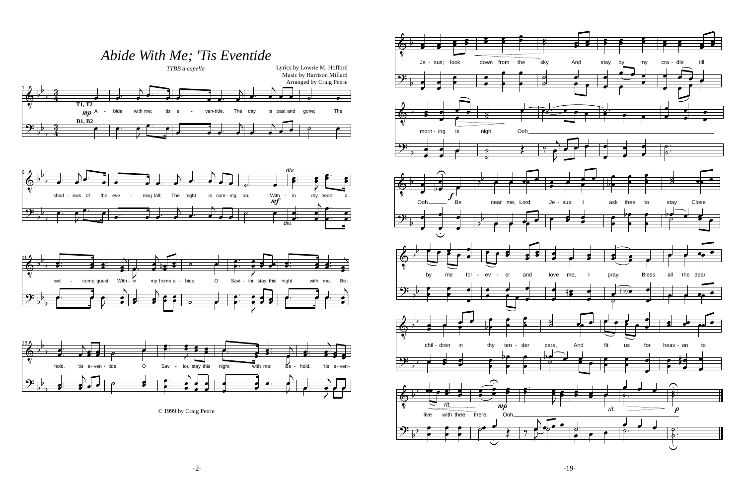# Abide With Me; 'Tis Eventide

TTBB a capella

Lyrics by Lowrie M. Hofford
Music by Harrison Millard
Arranged by Craig Petrie

A - bide with me; 'tis e - ven-tide. The day is past and gone; The shad - ows of the eve - ning fall; The night is com - ing on. With - in my heart a wel - come guest, With - in my home a - bide. O Savi - ior, stay this night with me; Be - hold, 'tis e - ven - tide. O Sav - ior, stay this night with me; Be - hold, 'tis e - ven-

© 1999 by Craig Petrie

Je - sus; look down from the sky And stay by my cra - dle till morn - ing is nigh. Ooh Ooh Be near me, Lord Je - sus; I ask thee to stay Close by me for - ev - er and love me, I pray. Bless all the dear chil - dren in thy ten - der care, And fit us for heav - en to live with thee there. Ooh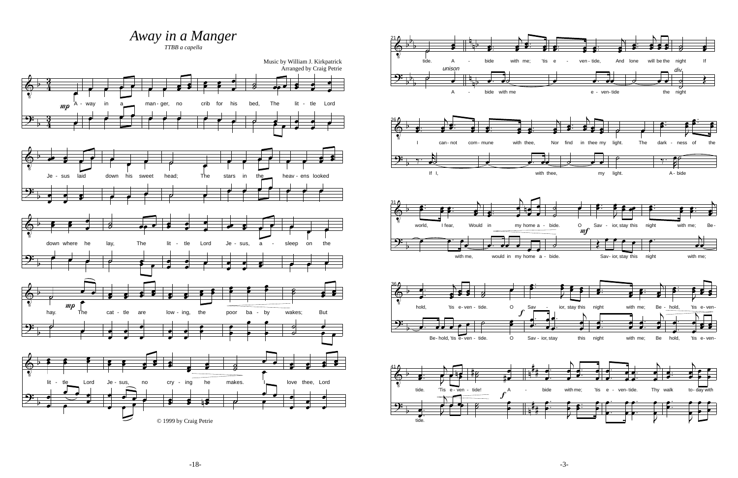# Away in a Manger

*TTBB a capella*

Music by William J. Kirkpatrick
Arranged by Craig Petrie

A - way in a man - ger, no crib for his bed, The lit - tle Lord Je - sus laid down his sweet head; The stars in the heav - ens looked down where he lay, The lit - tle Lord Je - sus, a - sleep on the hay. The cat - tle are low - ing, the poor ba - by wakes; But lit - tle Lord Je - sus, no cry - ing he makes. I love thee, Lord

© 1999 by Craig Petrie

tide. A - bide with me; 'tis e - ven - tide, And lone will be the night If I can - not com - mune with thee, Nor find in thee my light. The dark - ness of the world, I fear, Would in my home a - bide. O Sav - ior, stay this night with me; Be - hold, 'tis e - ven - tide. O Sav - ior, stay this night with me; Be - hold, 'tis e - ven - tide. 'Tis e - ven - tide! A - bide with me; 'tis e - ven - tide. Thy walk to - day with

*unison*: A - bide with me e - ven - tide the night

*div.*

If I, with thee, my light. A - bide with me, would in my home a - bide. Sav - ior, stay this night with me; Be - hold, 'tis e - ven - tide. O Sav - ior, stay this night with me; Be hold, 'tis e - ven - tide.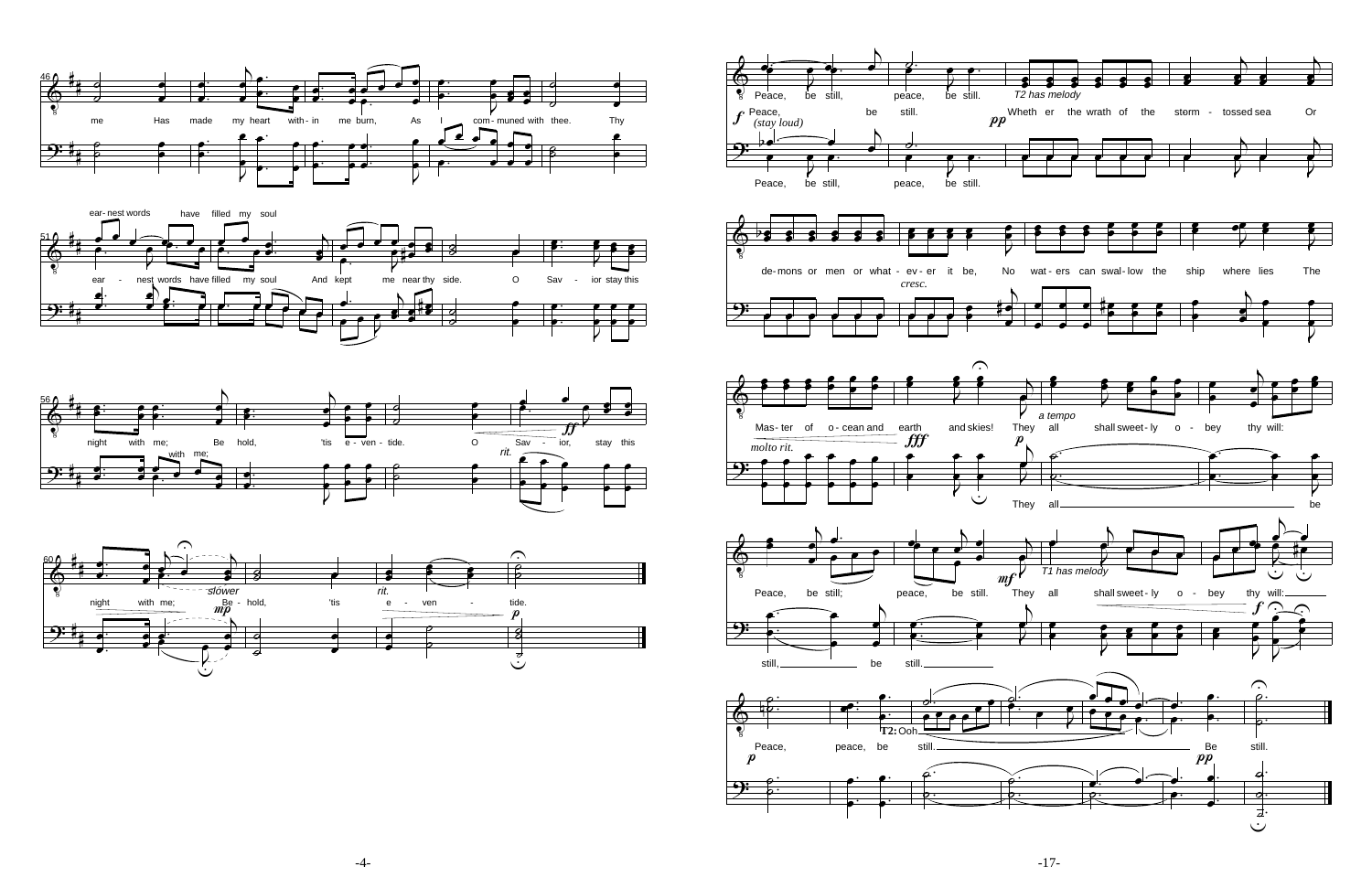46

me Has made my heart with - in me burn, As I com - muned with thee. Thy

51

ear - nest words have filled my soul

ear - nest words have filled my soul And kept me near thy side. O Sav - ior stay this

56

night with me; Be hold, 'tis e - ven - tide. O Sav - ior, stay this

with me;

*ff*

*rit.*

60

night with me; Be - hold, 'tis e - ven - tide.

*slower*

*mp*

*rit.*

*p*

---

Peace, be still, peace, be still. *T2 has melody*

*f* Peace, be still. *pp* Wheth er the wrath of the sterm - tossed sea Or

*(stay loud)*

Peace, be still, peace, be still.

de - mons or men or what - ev - er it be, No wat - ers can swal - low the ship where lies The

*cresc.*

Mas - ter of o - cean and earth and skies! They all shall sweet - ly o - bey thy will:

*molto rit.* *fff* *p* *a tempo*

They all be

Peace, be still; peace, be still. They all shall sweet - ly o - bey thy will:

*mf* *T1 has melody* *f*

still, be still.

Peace, peace, be still. Be still.

**T2:** Ooh

*p* *pp*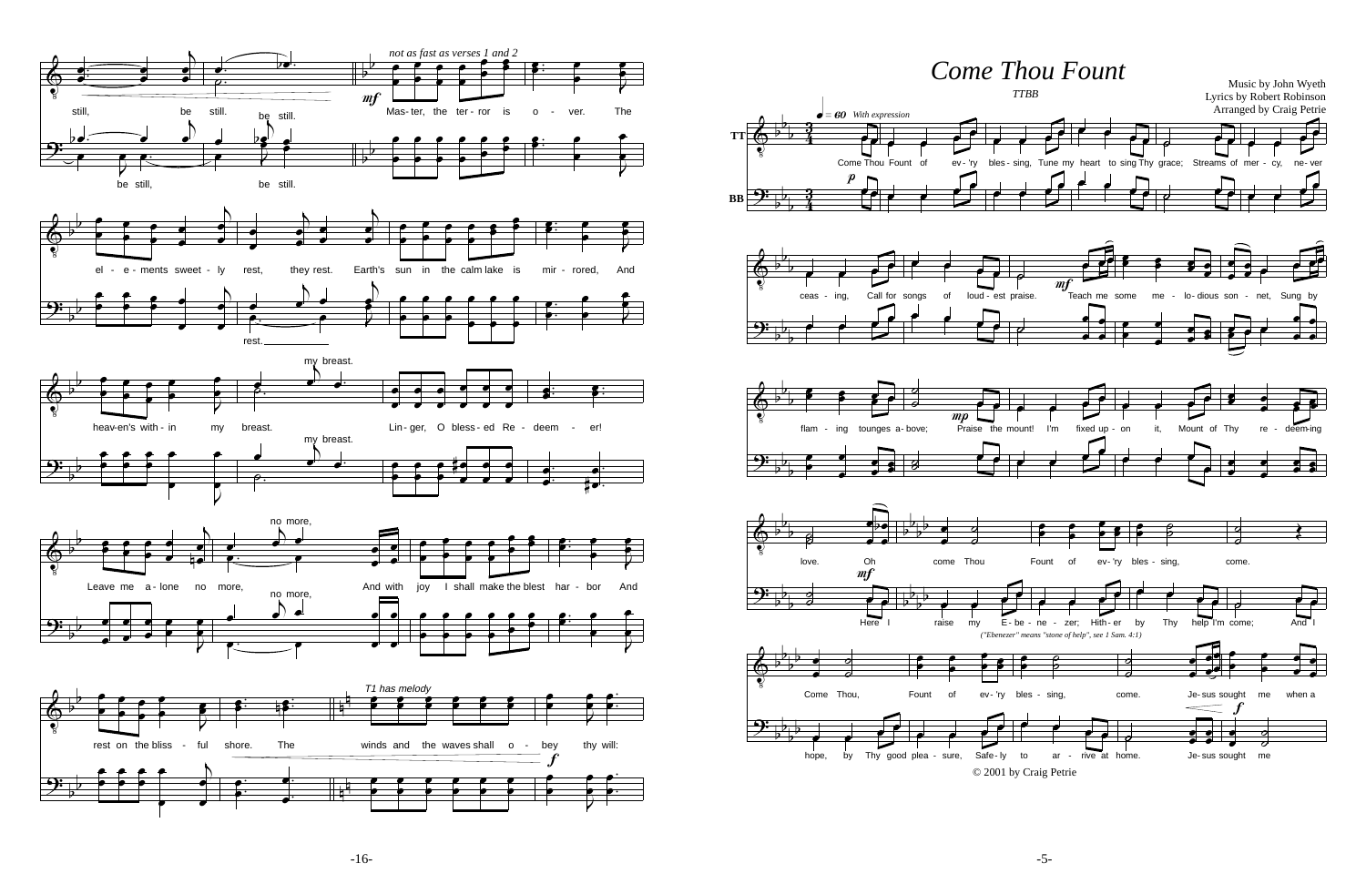# Come Thou Fount

TTBB

Music by John Wyeth
Lyrics by Robert Robinson
Arranged by Craig Petrie

♩ = 60 *With expression*

Come Thou Fount of ev-'ry bles-sing, Tune my heart to sing Thy grace; Streams of mer-cy, ne-ver ceas-ing, Call for songs of loud-est praise. Teach me some me-lo-dious son-net, Sung by flam-ing tounges a-bove; Praise the mount! I'm fixed up-on it, Mount of Thy re-deem-ing love.

Oh come Thou Fount of ev-'ry bles-sing, come.

Here I raise my E-be-ne-zer; Hith-er by Thy help I'm come; And I hope, by Thy good plea-sure, Safe-ly to ar-rive at home.

*("Ebenezer" means "stone of help", see 1 Sam. 4:1)*

Come Thou, Fount of ev-'ry bles-sing, come.

Je-sus sought me when a

Je-sus sought me

still, be still. be still.

be still, be still.

*not as fast as verses 1 and 2*

Mas-ter, the ter-ror is o-ver. The el-e-ments sweet-ly rest, they rest. Earth's sun in the calm lake is mir-rored, And heav-en's with-in my breast. my breast. Lin-ger, O bless-ed Re-deem-er! Leave me a-lone no more, no more, And with joy I shall make the blest har-bor And rest on the bliss-ful shore. The

rest.

*T1 has melody*

winds and the waves shall o-bey thy will:

© 2001 by Craig Petrie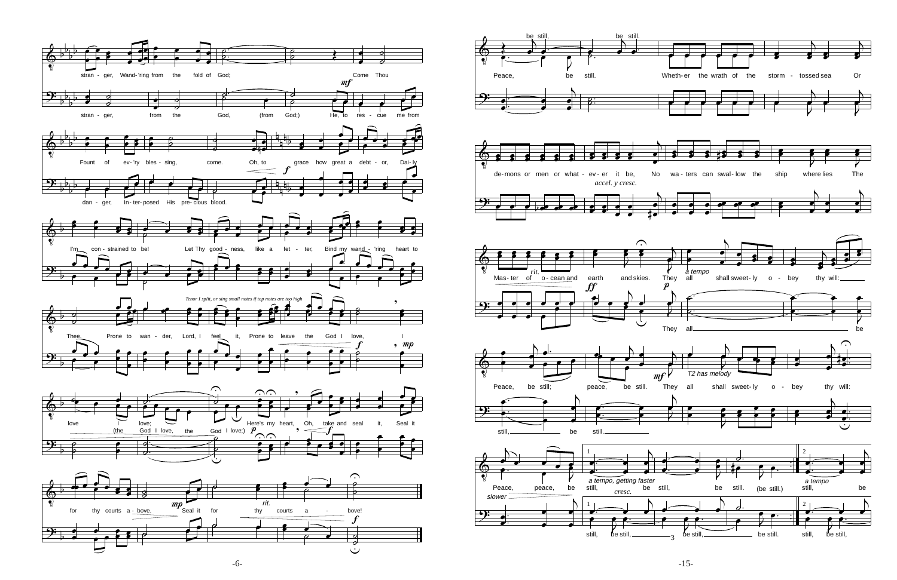stran - ger, Wand-'ring from the fold of God; Come Thou

*mf*

stran - ger, from the God, (from God;) He, to res - cue me from

Fount of ev - 'ry bles - sing, come. Oh, to grace how great a debt - or, Dai - ly

*f*

dan - ger, In - ter - posed His pre - cious blood.

I'm con - strained to be! Let Thy good - ness, like a fet - ter, Bind my wand - 'ring heart to

*Tenor I split, or sing small notes if top notes are too high*

Thee. Prone to wan - der, Lord, I feel it, Prone to leave the God I love, I

*f* , *mp*

love I love; Here's my heart, Oh, take and seal it, Seal it

(the God I love, the God I love;) *p* *f*

for thy courts a - bove. Seal it for thy courts a - bove!

*mp* *rit.* *f*

---

be still, be still.

Peace, be still. Wheth - er the wrath of the storm - tossed sea Or

de - mons or men or what - ev - er it be, No wa - ters can swal - low the ship where lies The

*accel. y cresc.*

Mas - ter of o - cean and earth and skies. They all shall sweet - ly o - bey thy will:

*rit.* *a tempo* *ff* *p*

They all be

Peace, be still; peace, be still. They all shall sweet - ly o - bey thy will:

*mf* *T2 has melody*

still, be still.

Peace, peace, be still, be still, be still. (be still.) still, be

*slower* *a tempo, getting faster* *cresc.* *a tempo*

still, be still, be still, be still. still, be still,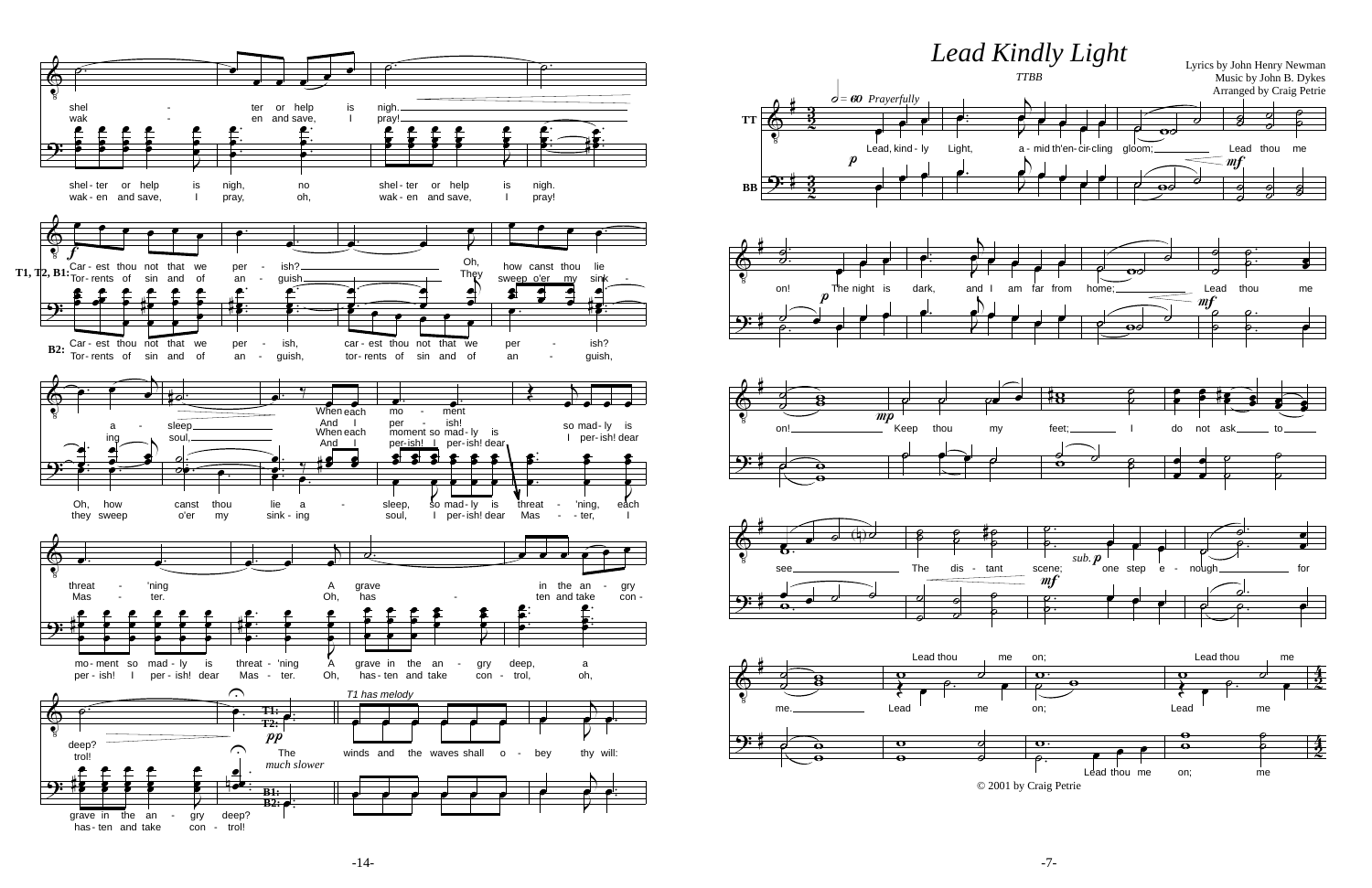# Lead Kindly Light

TTBB

Lyrics by John Henry Newman
Music by John B. Dykes
Arranged by Craig Petrie

© 2001 by Craig Petrie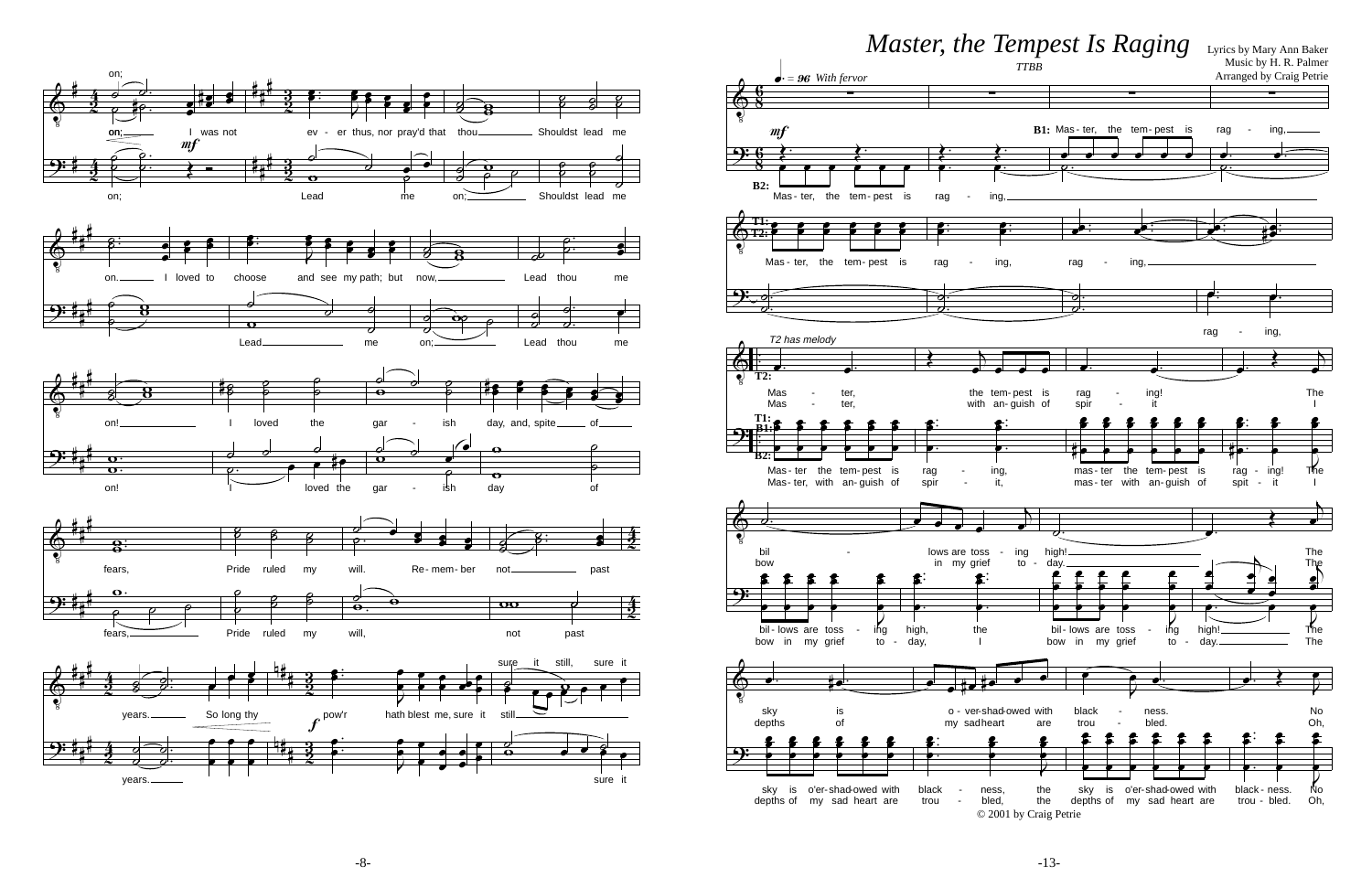# Master, the Tempest Is Raging

TTBB

Lyrics by Mary Ann Baker
Music by H. R. Palmer
Arranged by Craig Petrie

© 2001 by Craig Petrie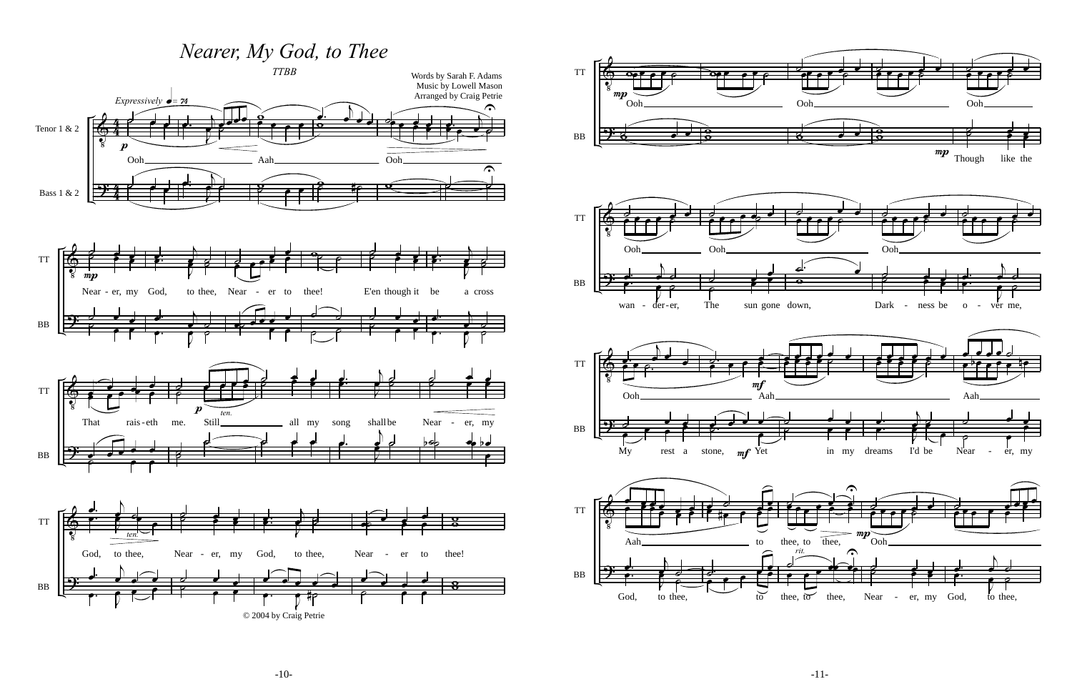# Nearer, My God, to Thee

TTBB

Words by Sarah F. Adams
Music by Lowell Mason
Arranged by Craig Petrie

Expressively ♩= 74

Tenor 1 & 2

Bass 1 & 2

Ooh Aah Ooh

Near - er, my God, to thee, Near - er to thee! E'en though it be a cross

That rais - eth me. Still all my song shall be Near - er, my

God, to thee, Near - er, my God, to thee, Near - er to thee!

© 2004 by Craig Petrie

Ooh Ooh Ooh

Though like the

Ooh Ooh Ooh

wan - der - er, The sun gone down, Dark - ness be o - ver me,

Ooh Aah Aah

My rest a stone, Yet in my dreams I'd be Near - er, my

Aah to thee, to thee, Ooh

God, to thee, to thee, to thee, Near - er, my God, to thee,